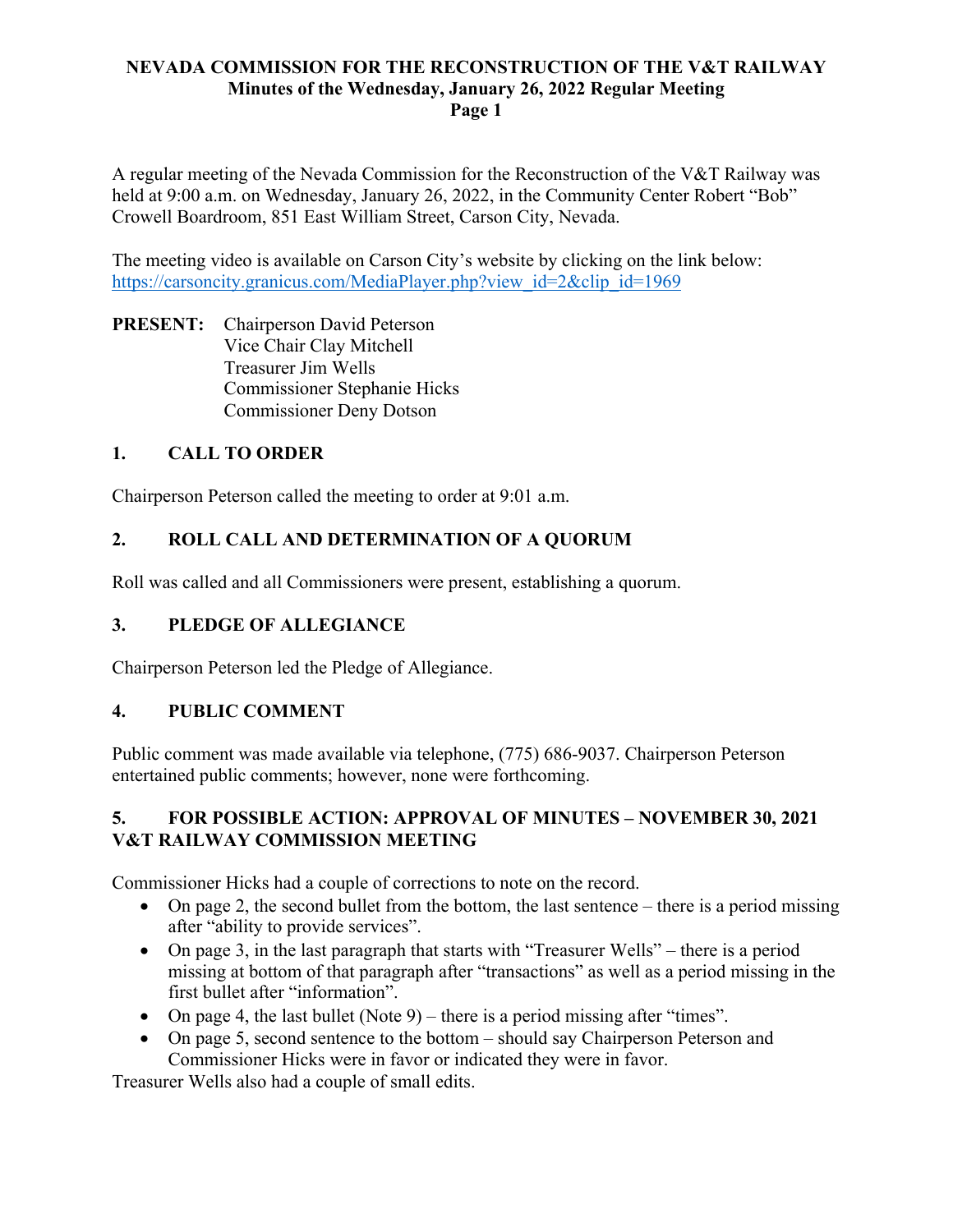# NEVADA COMMISSION FOR THE RECONSTRUCTION OF THE V&T RAILWAY
## Minutes of the Wednesday, January 26, 2022 Regular Meeting

A regular meeting of the Nevada Commission for the Reconstruction of the V&T Railway was held at 9:00 a.m. on Wednesday, January 26, 2022, in the Community Center Robert "Bob" Crowell Boardroom, 851 East William Street, Carson City, Nevada.

The meeting video is available on Carson City's website by clicking on the link below:
https://carsoncity.granicus.com/MediaPlayer.php?view_id=2&clip_id=1969

**PRESENT:** Chairperson David Peterson
Vice Chair Clay Mitchell
Treasurer Jim Wells
Commissioner Stephanie Hicks
Commissioner Deny Dotson

### 1. CALL TO ORDER

Chairperson Peterson called the meeting to order at 9:01 a.m.

### 2. ROLL CALL AND DETERMINATION OF A QUORUM

Roll was called and all Commissioners were present, establishing a quorum.

### 3. PLEDGE OF ALLEGIANCE

Chairperson Peterson led the Pledge of Allegiance.

### 4. PUBLIC COMMENT

Public comment was made available via telephone, (775) 686-9037. Chairperson Peterson entertained public comments; however, none were forthcoming.

### 5. FOR POSSIBLE ACTION: APPROVAL OF MINUTES – NOVEMBER 30, 2021 V&T RAILWAY COMMISSION MEETING

Commissioner Hicks had a couple of corrections to note on the record.

- On page 2, the second bullet from the bottom, the last sentence – there is a period missing after "ability to provide services".
- On page 3, in the last paragraph that starts with "Treasurer Wells" – there is a period missing at bottom of that paragraph after "transactions" as well as a period missing in the first bullet after "information".
- On page 4, the last bullet (Note 9) – there is a period missing after "times".
- On page 5, second sentence to the bottom – should say Chairperson Peterson and Commissioner Hicks were in favor or indicated they were in favor.

Treasurer Wells also had a couple of small edits.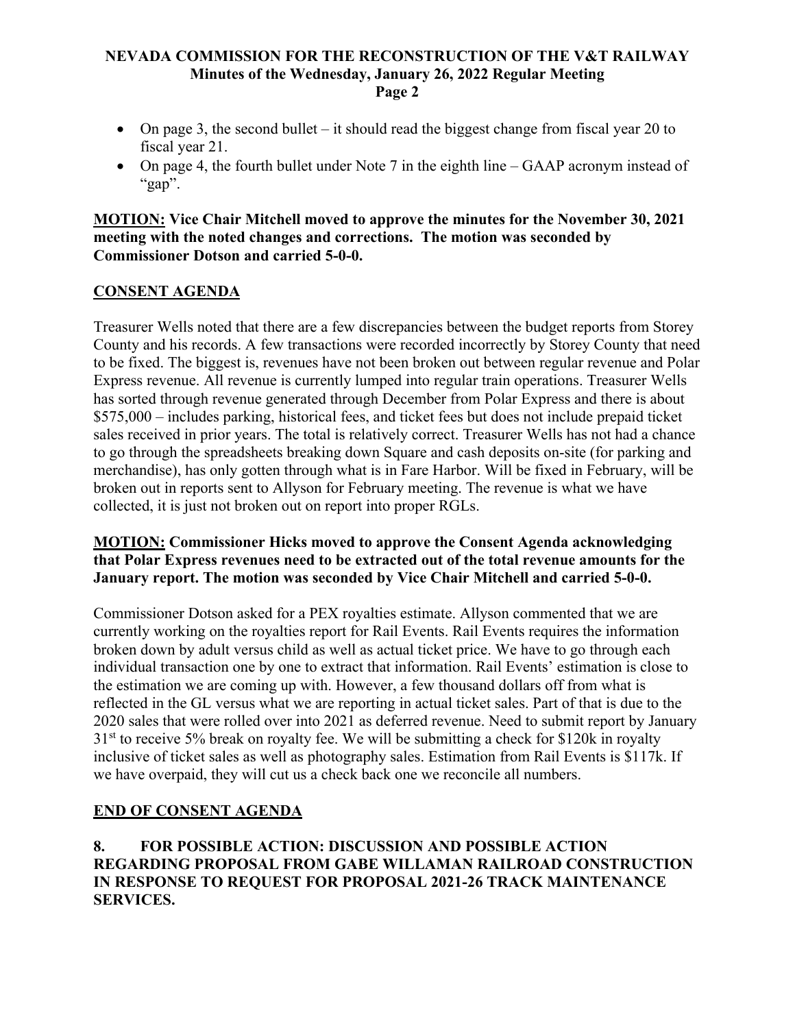- On page 3, the second bullet – it should read the biggest change from fiscal year 20 to fiscal year 21.
- On page 4, the fourth bullet under Note 7 in the eighth line – GAAP acronym instead of "gap".

**MOTION: Vice Chair Mitchell moved to approve the minutes for the November 30, 2021 meeting with the noted changes and corrections. The motion was seconded by Commissioner Dotson and carried 5-0-0.**

## CONSENT AGENDA

Treasurer Wells noted that there are a few discrepancies between the budget reports from Storey County and his records. A few transactions were recorded incorrectly by Storey County that need to be fixed. The biggest is, revenues have not been broken out between regular revenue and Polar Express revenue. All revenue is currently lumped into regular train operations. Treasurer Wells has sorted through revenue generated through December from Polar Express and there is about $575,000 – includes parking, historical fees, and ticket fees but does not include prepaid ticket sales received in prior years. The total is relatively correct. Treasurer Wells has not had a chance to go through the spreadsheets breaking down Square and cash deposits on-site (for parking and merchandise), has only gotten through what is in Fare Harbor. Will be fixed in February, will be broken out in reports sent to Allyson for February meeting. The revenue is what we have collected, it is just not broken out on report into proper RGLs.

**MOTION: Commissioner Hicks moved to approve the Consent Agenda acknowledging that Polar Express revenues need to be extracted out of the total revenue amounts for the January report. The motion was seconded by Vice Chair Mitchell and carried 5-0-0.**

Commissioner Dotson asked for a PEX royalties estimate. Allyson commented that we are currently working on the royalties report for Rail Events. Rail Events requires the information broken down by adult versus child as well as actual ticket price. We have to go through each individual transaction one by one to extract that information. Rail Events' estimation is close to the estimation we are coming up with. However, a few thousand dollars off from what is reflected in the GL versus what we are reporting in actual ticket sales. Part of that is due to the 2020 sales that were rolled over into 2021 as deferred revenue. Need to submit report by January 31st to receive 5% break on royalty fee. We will be submitting a check for $120k in royalty inclusive of ticket sales as well as photography sales. Estimation from Rail Events is $117k. If we have overpaid, they will cut us a check back one we reconcile all numbers.

## END OF CONSENT AGENDA

## 8. FOR POSSIBLE ACTION: DISCUSSION AND POSSIBLE ACTION REGARDING PROPOSAL FROM GABE WILLAMAN RAILROAD CONSTRUCTION IN RESPONSE TO REQUEST FOR PROPOSAL 2021-26 TRACK MAINTENANCE SERVICES.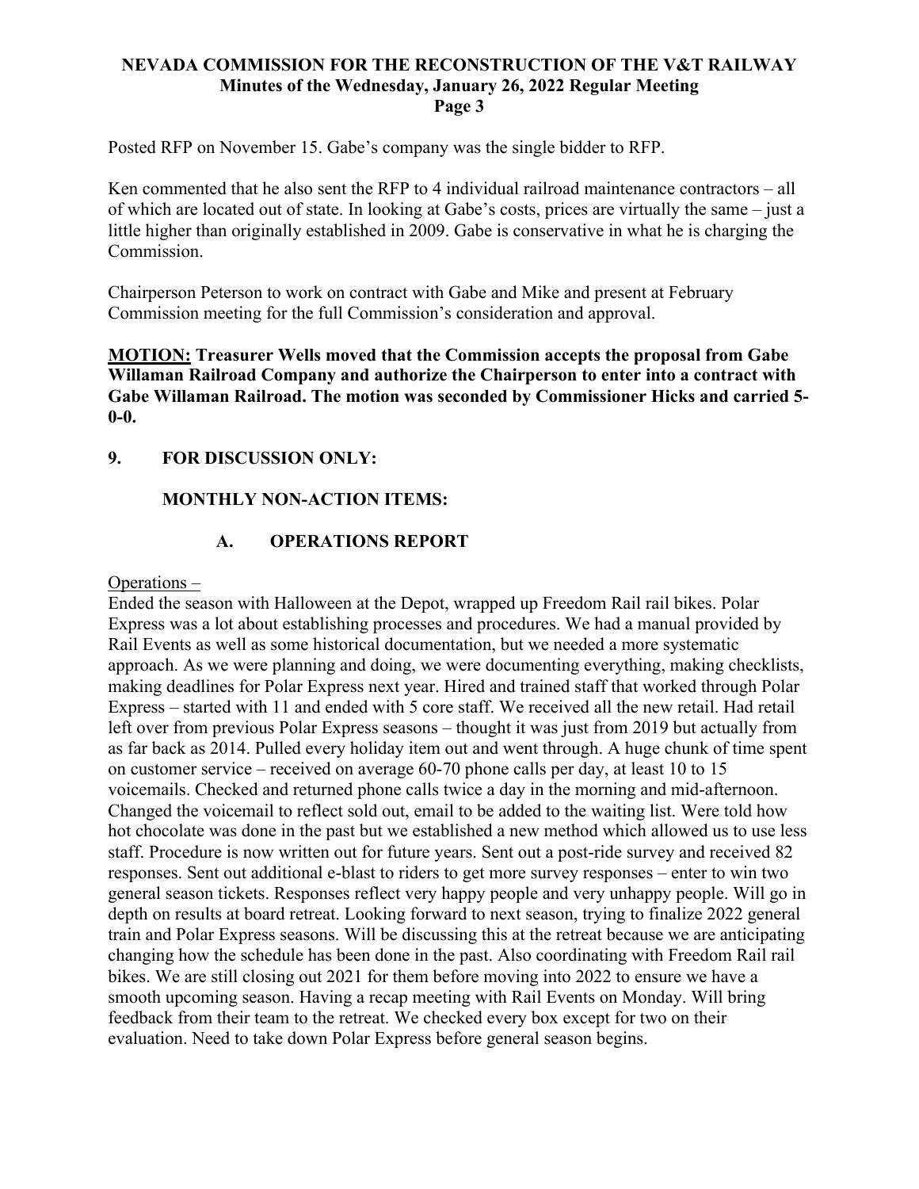Posted RFP on November 15. Gabe's company was the single bidder to RFP.

Ken commented that he also sent the RFP to 4 individual railroad maintenance contractors – all of which are located out of state. In looking at Gabe's costs, prices are virtually the same – just a little higher than originally established in 2009. Gabe is conservative in what he is charging the Commission.

Chairperson Peterson to work on contract with Gabe and Mike and present at February Commission meeting for the full Commission's consideration and approval.

**<u>MOTION:</u> Treasurer Wells moved that the Commission accepts the proposal from Gabe Willaman Railroad Company and authorize the Chairperson to enter into a contract with Gabe Willaman Railroad. The motion was seconded by Commissioner Hicks and carried 5-0-0.**

## 9. FOR DISCUSSION ONLY:

### MONTHLY NON-ACTION ITEMS:

#### A. OPERATIONS REPORT

<u>Operations –</u>

Ended the season with Halloween at the Depot, wrapped up Freedom Rail rail bikes. Polar Express was a lot about establishing processes and procedures. We had a manual provided by Rail Events as well as some historical documentation, but we needed a more systematic approach. As we were planning and doing, we were documenting everything, making checklists, making deadlines for Polar Express next year. Hired and trained staff that worked through Polar Express – started with 11 and ended with 5 core staff. We received all the new retail. Had retail left over from previous Polar Express seasons – thought it was just from 2019 but actually from as far back as 2014. Pulled every holiday item out and went through. A huge chunk of time spent on customer service – received on average 60-70 phone calls per day, at least 10 to 15 voicemails. Checked and returned phone calls twice a day in the morning and mid-afternoon. Changed the voicemail to reflect sold out, email to be added to the waiting list. Were told how hot chocolate was done in the past but we established a new method which allowed us to use less staff. Procedure is now written out for future years. Sent out a post-ride survey and received 82 responses. Sent out additional e-blast to riders to get more survey responses – enter to win two general season tickets. Responses reflect very happy people and very unhappy people. Will go in depth on results at board retreat. Looking forward to next season, trying to finalize 2022 general train and Polar Express seasons. Will be discussing this at the retreat because we are anticipating changing how the schedule has been done in the past. Also coordinating with Freedom Rail rail bikes. We are still closing out 2021 for them before moving into 2022 to ensure we have a smooth upcoming season. Having a recap meeting with Rail Events on Monday. Will bring feedback from their team to the retreat. We checked every box except for two on their evaluation. Need to take down Polar Express before general season begins.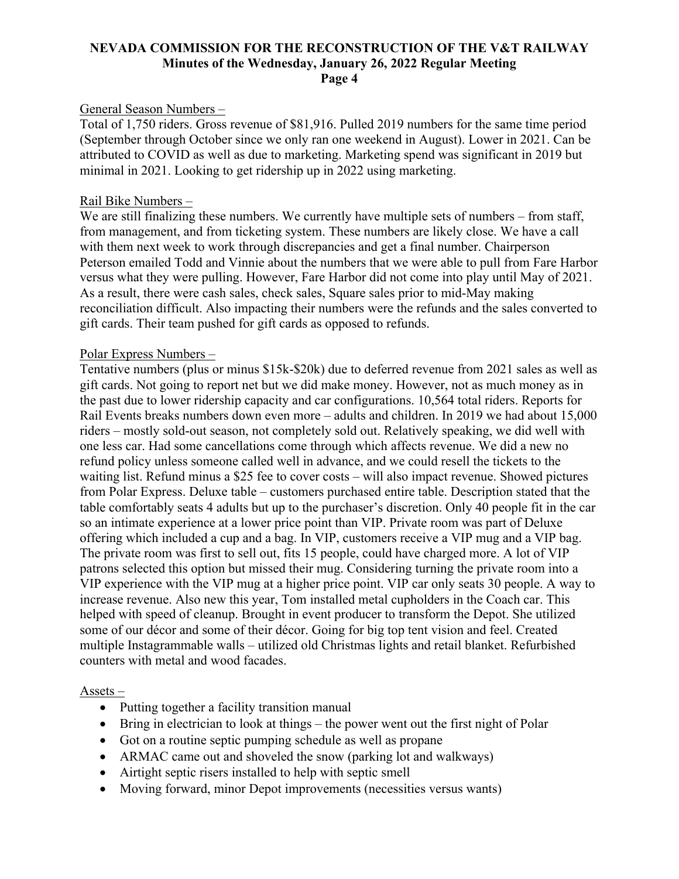General Season Numbers –

Total of 1,750 riders. Gross revenue of $81,916. Pulled 2019 numbers for the same time period (September through October since we only ran one weekend in August). Lower in 2021. Can be attributed to COVID as well as due to marketing. Marketing spend was significant in 2019 but minimal in 2021. Looking to get ridership up in 2022 using marketing.

Rail Bike Numbers –

We are still finalizing these numbers. We currently have multiple sets of numbers – from staff, from management, and from ticketing system. These numbers are likely close. We have a call with them next week to work through discrepancies and get a final number. Chairperson Peterson emailed Todd and Vinnie about the numbers that we were able to pull from Fare Harbor versus what they were pulling. However, Fare Harbor did not come into play until May of 2021. As a result, there were cash sales, check sales, Square sales prior to mid-May making reconciliation difficult. Also impacting their numbers were the refunds and the sales converted to gift cards. Their team pushed for gift cards as opposed to refunds.

Polar Express Numbers –

Tentative numbers (plus or minus $15k-$20k) due to deferred revenue from 2021 sales as well as gift cards. Not going to report net but we did make money. However, not as much money as in the past due to lower ridership capacity and car configurations. 10,564 total riders. Reports for Rail Events breaks numbers down even more – adults and children. In 2019 we had about 15,000 riders – mostly sold-out season, not completely sold out. Relatively speaking, we did well with one less car. Had some cancellations come through which affects revenue. We did a new no refund policy unless someone called well in advance, and we could resell the tickets to the waiting list. Refund minus a $25 fee to cover costs – will also impact revenue. Showed pictures from Polar Express. Deluxe table – customers purchased entire table. Description stated that the table comfortably seats 4 adults but up to the purchaser's discretion. Only 40 people fit in the car so an intimate experience at a lower price point than VIP. Private room was part of Deluxe offering which included a cup and a bag. In VIP, customers receive a VIP mug and a VIP bag. The private room was first to sell out, fits 15 people, could have charged more. A lot of VIP patrons selected this option but missed their mug. Considering turning the private room into a VIP experience with the VIP mug at a higher price point. VIP car only seats 30 people. A way to increase revenue. Also new this year, Tom installed metal cupholders in the Coach car. This helped with speed of cleanup. Brought in event producer to transform the Depot. She utilized some of our décor and some of their décor. Going for big top tent vision and feel. Created multiple Instagrammable walls – utilized old Christmas lights and retail blanket. Refurbished counters with metal and wood facades.

Assets –

- Putting together a facility transition manual
- Bring in electrician to look at things – the power went out the first night of Polar
- Got on a routine septic pumping schedule as well as propane
- ARMAC came out and shoveled the snow (parking lot and walkways)
- Airtight septic risers installed to help with septic smell
- Moving forward, minor Depot improvements (necessities versus wants)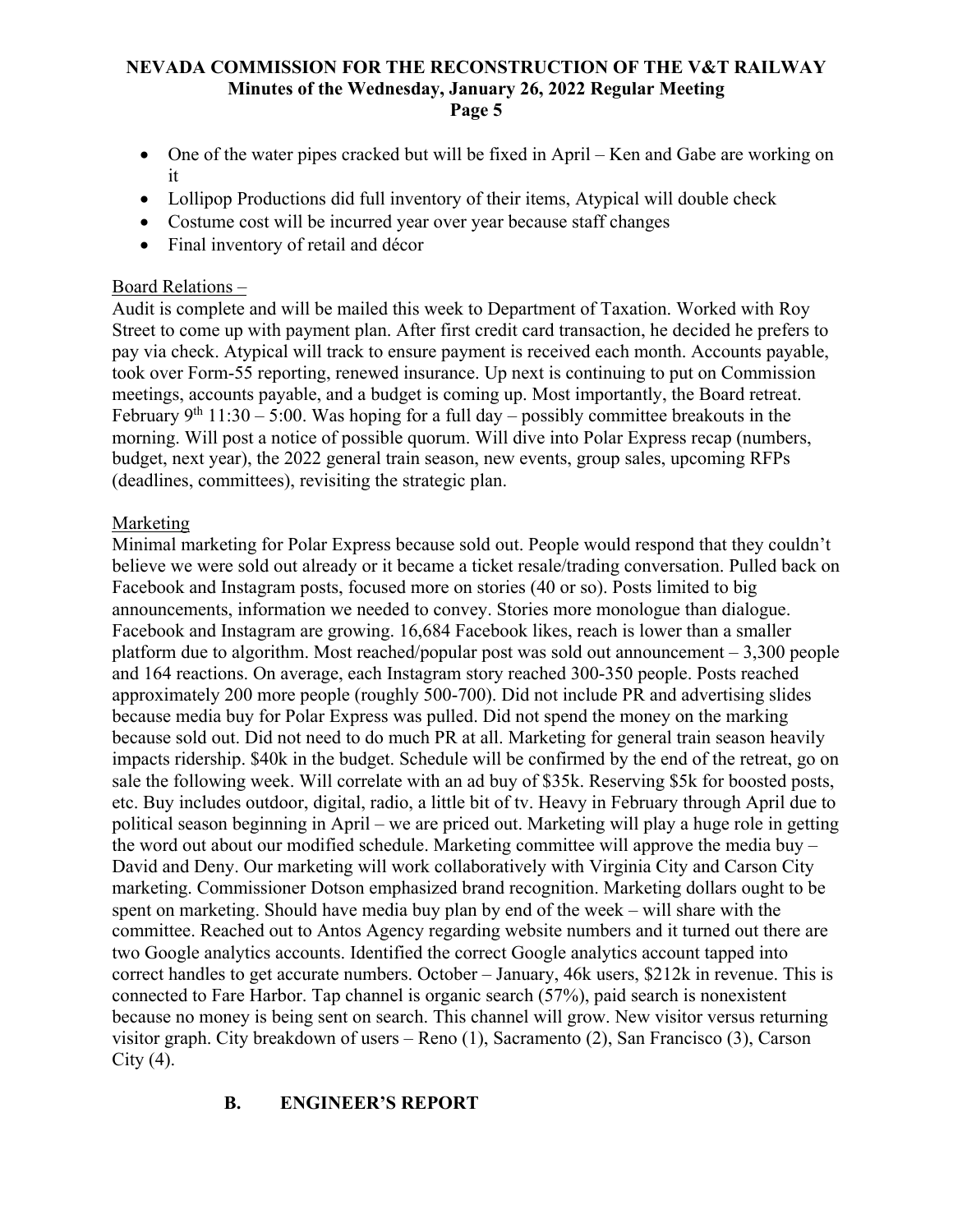- One of the water pipes cracked but will be fixed in April – Ken and Gabe are working on it
- Lollipop Productions did full inventory of their items, Atypical will double check
- Costume cost will be incurred year over year because staff changes
- Final inventory of retail and décor

Board Relations –

Audit is complete and will be mailed this week to Department of Taxation. Worked with Roy Street to come up with payment plan. After first credit card transaction, he decided he prefers to pay via check. Atypical will track to ensure payment is received each month. Accounts payable, took over Form-55 reporting, renewed insurance. Up next is continuing to put on Commission meetings, accounts payable, and a budget is coming up. Most importantly, the Board retreat. February 9th 11:30 – 5:00. Was hoping for a full day – possibly committee breakouts in the morning. Will post a notice of possible quorum. Will dive into Polar Express recap (numbers, budget, next year), the 2022 general train season, new events, group sales, upcoming RFPs (deadlines, committees), revisiting the strategic plan.

Marketing

Minimal marketing for Polar Express because sold out. People would respond that they couldn't believe we were sold out already or it became a ticket resale/trading conversation. Pulled back on Facebook and Instagram posts, focused more on stories (40 or so). Posts limited to big announcements, information we needed to convey. Stories more monologue than dialogue. Facebook and Instagram are growing. 16,684 Facebook likes, reach is lower than a smaller platform due to algorithm. Most reached/popular post was sold out announcement – 3,300 people and 164 reactions. On average, each Instagram story reached 300-350 people. Posts reached approximately 200 more people (roughly 500-700). Did not include PR and advertising slides because media buy for Polar Express was pulled. Did not spend the money on the marking because sold out. Did not need to do much PR at all. Marketing for general train season heavily impacts ridership. $40k in the budget. Schedule will be confirmed by the end of the retreat, go on sale the following week. Will correlate with an ad buy of $35k. Reserving $5k for boosted posts, etc. Buy includes outdoor, digital, radio, a little bit of tv. Heavy in February through April due to political season beginning in April – we are priced out. Marketing will play a huge role in getting the word out about our modified schedule. Marketing committee will approve the media buy – David and Deny. Our marketing will work collaboratively with Virginia City and Carson City marketing. Commissioner Dotson emphasized brand recognition. Marketing dollars ought to be spent on marketing. Should have media buy plan by end of the week – will share with the committee. Reached out to Antos Agency regarding website numbers and it turned out there are two Google analytics accounts. Identified the correct Google analytics account tapped into correct handles to get accurate numbers. October – January, 46k users, $212k in revenue. This is connected to Fare Harbor. Tap channel is organic search (57%), paid search is nonexistent because no money is being sent on search. This channel will grow. New visitor versus returning visitor graph. City breakdown of users – Reno (1), Sacramento (2), San Francisco (3), Carson City (4).

### B. ENGINEER'S REPORT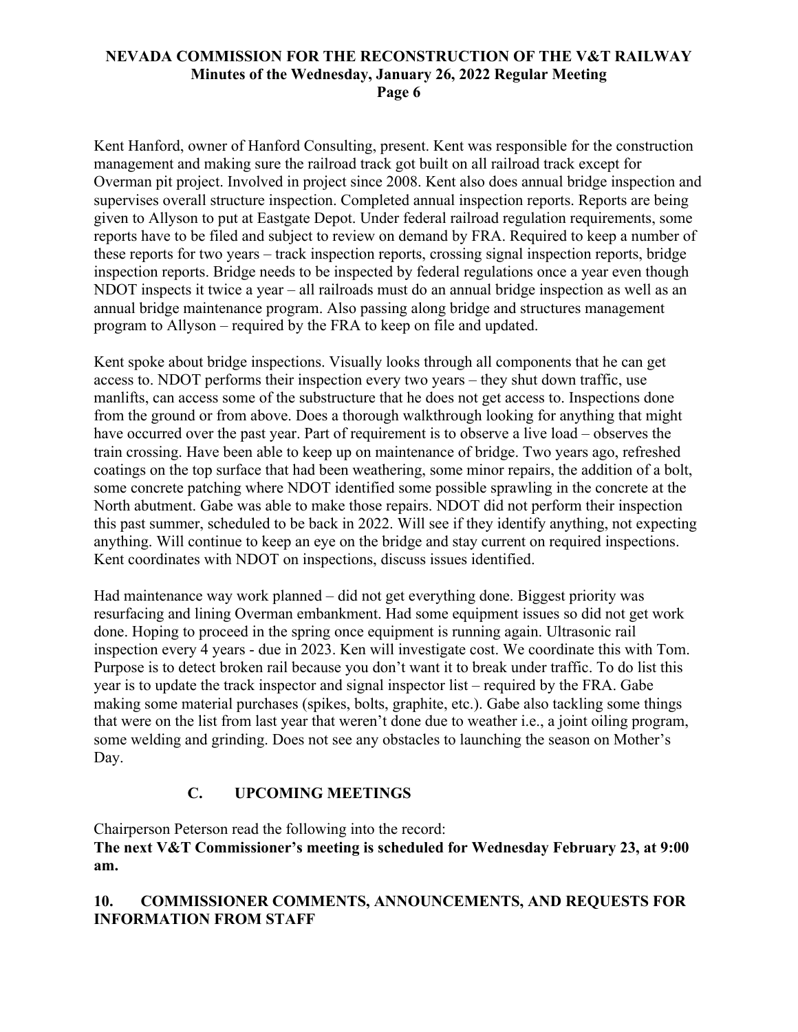Kent Hanford, owner of Hanford Consulting, present. Kent was responsible for the construction management and making sure the railroad track got built on all railroad track except for Overman pit project. Involved in project since 2008. Kent also does annual bridge inspection and supervises overall structure inspection. Completed annual inspection reports. Reports are being given to Allyson to put at Eastgate Depot. Under federal railroad regulation requirements, some reports have to be filed and subject to review on demand by FRA. Required to keep a number of these reports for two years – track inspection reports, crossing signal inspection reports, bridge inspection reports. Bridge needs to be inspected by federal regulations once a year even though NDOT inspects it twice a year – all railroads must do an annual bridge inspection as well as an annual bridge maintenance program. Also passing along bridge and structures management program to Allyson – required by the FRA to keep on file and updated.

Kent spoke about bridge inspections. Visually looks through all components that he can get access to. NDOT performs their inspection every two years – they shut down traffic, use manlifts, can access some of the substructure that he does not get access to. Inspections done from the ground or from above. Does a thorough walkthrough looking for anything that might have occurred over the past year. Part of requirement is to observe a live load – observes the train crossing. Have been able to keep up on maintenance of bridge. Two years ago, refreshed coatings on the top surface that had been weathering, some minor repairs, the addition of a bolt, some concrete patching where NDOT identified some possible sprawling in the concrete at the North abutment. Gabe was able to make those repairs. NDOT did not perform their inspection this past summer, scheduled to be back in 2022. Will see if they identify anything, not expecting anything. Will continue to keep an eye on the bridge and stay current on required inspections. Kent coordinates with NDOT on inspections, discuss issues identified.

Had maintenance way work planned – did not get everything done. Biggest priority was resurfacing and lining Overman embankment. Had some equipment issues so did not get work done. Hoping to proceed in the spring once equipment is running again. Ultrasonic rail inspection every 4 years - due in 2023. Ken will investigate cost. We coordinate this with Tom. Purpose is to detect broken rail because you don't want it to break under traffic. To do list this year is to update the track inspector and signal inspector list – required by the FRA. Gabe making some material purchases (spikes, bolts, graphite, etc.). Gabe also tackling some things that were on the list from last year that weren't done due to weather i.e., a joint oiling program, some welding and grinding. Does not see any obstacles to launching the season on Mother's Day.

### C. UPCOMING MEETINGS

Chairperson Peterson read the following into the record:
**The next V&T Commissioner's meeting is scheduled for Wednesday February 23, at 9:00 am.**

## 10. COMMISSIONER COMMENTS, ANNOUNCEMENTS, AND REQUESTS FOR INFORMATION FROM STAFF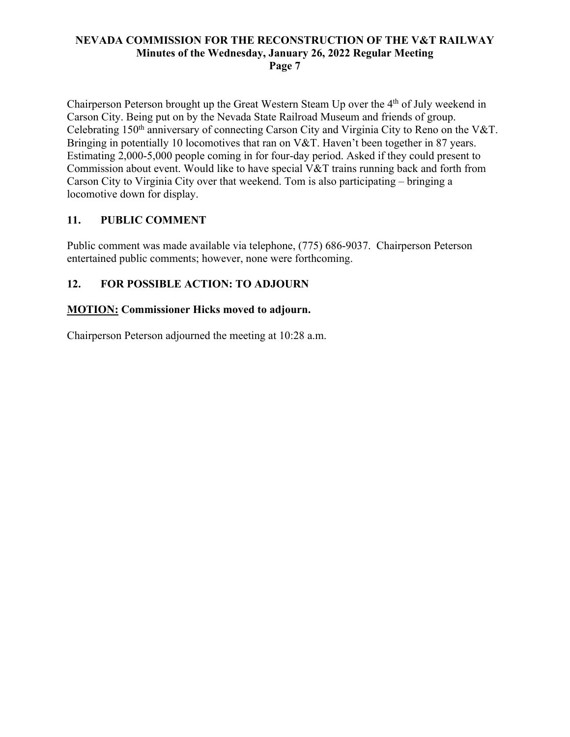Chairperson Peterson brought up the Great Western Steam Up over the 4th of July weekend in Carson City. Being put on by the Nevada State Railroad Museum and friends of group. Celebrating 150th anniversary of connecting Carson City and Virginia City to Reno on the V&T. Bringing in potentially 10 locomotives that ran on V&T. Haven't been together in 87 years. Estimating 2,000-5,000 people coming in for four-day period. Asked if they could present to Commission about event. Would like to have special V&T trains running back and forth from Carson City to Virginia City over that weekend. Tom is also participating – bringing a locomotive down for display.

## 11. PUBLIC COMMENT

Public comment was made available via telephone, (775) 686-9037. Chairperson Peterson entertained public comments; however, none were forthcoming.

## 12. FOR POSSIBLE ACTION: TO ADJOURN

**<u>MOTION:</u> Commissioner Hicks moved to adjourn.**

Chairperson Peterson adjourned the meeting at 10:28 a.m.